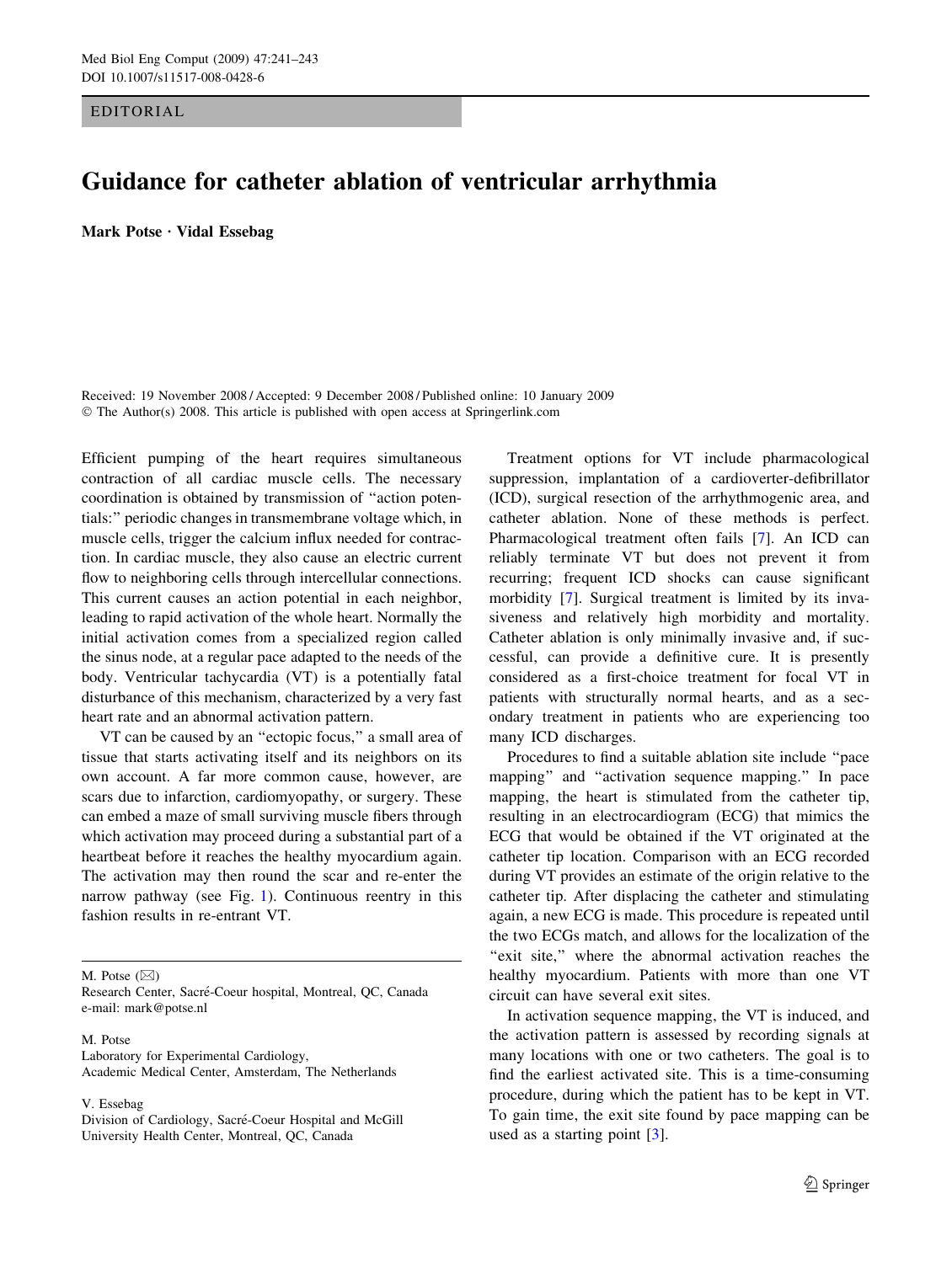EDITORIAL

# Guidance for catheter ablation of ventricular arrhythmia

**Mark Potse · Vidal Essebag**

Received: 19 November 2008 / Accepted: 9 December 2008 / Published online: 10 January 2009
© The Author(s) 2008. This article is published with open access at Springerlink.com

Efficient pumping of the heart requires simultaneous contraction of all cardiac muscle cells. The necessary coordination is obtained by transmission of "action potentials:" periodic changes in transmembrane voltage which, in muscle cells, trigger the calcium influx needed for contraction. In cardiac muscle, they also cause an electric current flow to neighboring cells through intercellular connections. This current causes an action potential in each neighbor, leading to rapid activation of the whole heart. Normally the initial activation comes from a specialized region called the sinus node, at a regular pace adapted to the needs of the body. Ventricular tachycardia (VT) is a potentially fatal disturbance of this mechanism, characterized by a very fast heart rate and an abnormal activation pattern.

VT can be caused by an "ectopic focus," a small area of tissue that starts activating itself and its neighbors on its own account. A far more common cause, however, are scars due to infarction, cardiomyopathy, or surgery. These can embed a maze of small surviving muscle fibers through which activation may proceed during a substantial part of a heartbeat before it reaches the healthy myocardium again. The activation may then round the scar and re-enter the narrow pathway (see Fig. 1). Continuous reentry in this fashion results in re-entrant VT.

M. Potse (✉)
Research Center, Sacré-Coeur hospital, Montreal, QC, Canada
e-mail: mark@potse.nl

M. Potse
Laboratory for Experimental Cardiology,
Academic Medical Center, Amsterdam, The Netherlands

V. Essebag
Division of Cardiology, Sacré-Coeur Hospital and McGill University Health Center, Montreal, QC, Canada

Treatment options for VT include pharmacological suppression, implantation of a cardioverter-defibrillator (ICD), surgical resection of the arrhythmogenic area, and catheter ablation. None of these methods is perfect. Pharmacological treatment often fails [7]. An ICD can reliably terminate VT but does not prevent it from recurring; frequent ICD shocks can cause significant morbidity [7]. Surgical treatment is limited by its invasiveness and relatively high morbidity and mortality. Catheter ablation is only minimally invasive and, if successful, can provide a definitive cure. It is presently considered as a first-choice treatment for focal VT in patients with structurally normal hearts, and as a secondary treatment in patients who are experiencing too many ICD discharges.

Procedures to find a suitable ablation site include "pace mapping" and "activation sequence mapping." In pace mapping, the heart is stimulated from the catheter tip, resulting in an electrocardiogram (ECG) that mimics the ECG that would be obtained if the VT originated at the catheter tip location. Comparison with an ECG recorded during VT provides an estimate of the origin relative to the catheter tip. After displacing the catheter and stimulating again, a new ECG is made. This procedure is repeated until the two ECGs match, and allows for the localization of the "exit site," where the abnormal activation reaches the healthy myocardium. Patients with more than one VT circuit can have several exit sites.

In activation sequence mapping, the VT is induced, and the activation pattern is assessed by recording signals at many locations with one or two catheters. The goal is to find the earliest activated site. This is a time-consuming procedure, during which the patient has to be kept in VT. To gain time, the exit site found by pace mapping can be used as a starting point [3].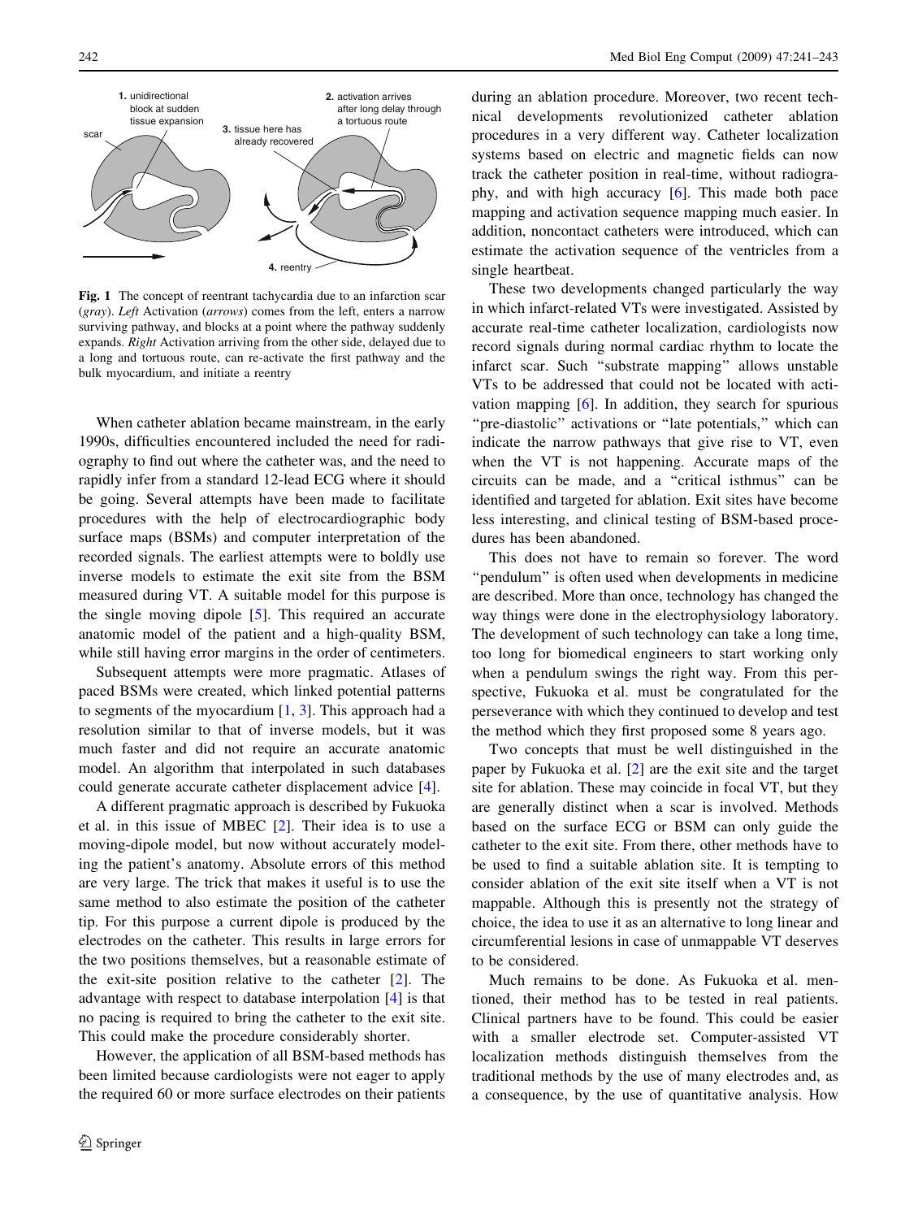**Fig. 1** The concept of reentrant tachycardia due to an infarction scar (*gray*). *Left* Activation (*arrows*) comes from the left, enters a narrow surviving pathway, and blocks at a point where the pathway suddenly expands. *Right* Activation arriving from the other side, delayed due to a long and tortuous route, can re-activate the first pathway and the bulk myocardium, and initiate a reentry

When catheter ablation became mainstream, in the early 1990s, difficulties encountered included the need for radiography to find out where the catheter was, and the need to rapidly infer from a standard 12-lead ECG where it should be going. Several attempts have been made to facilitate procedures with the help of electrocardiographic body surface maps (BSMs) and computer interpretation of the recorded signals. The earliest attempts were to boldly use inverse models to estimate the exit site from the BSM measured during VT. A suitable model for this purpose is the single moving dipole [5]. This required an accurate anatomic model of the patient and a high-quality BSM, while still having error margins in the order of centimeters.

Subsequent attempts were more pragmatic. Atlases of paced BSMs were created, which linked potential patterns to segments of the myocardium [1, 3]. This approach had a resolution similar to that of inverse models, but it was much faster and did not require an accurate anatomic model. An algorithm that interpolated in such databases could generate accurate catheter displacement advice [4].

A different pragmatic approach is described by Fukuoka et al. in this issue of MBEC [2]. Their idea is to use a moving-dipole model, but now without accurately modeling the patient's anatomy. Absolute errors of this method are very large. The trick that makes it useful is to use the same method to also estimate the position of the catheter tip. For this purpose a current dipole is produced by the electrodes on the catheter. This results in large errors for the two positions themselves, but a reasonable estimate of the exit-site position relative to the catheter [2]. The advantage with respect to database interpolation [4] is that no pacing is required to bring the catheter to the exit site. This could make the procedure considerably shorter.

However, the application of all BSM-based methods has been limited because cardiologists were not eager to apply the required 60 or more surface electrodes on their patients during an ablation procedure. Moreover, two recent technical developments revolutionized catheter ablation procedures in a very different way. Catheter localization systems based on electric and magnetic fields can now track the catheter position in real-time, without radiography, and with high accuracy [6]. This made both pace mapping and activation sequence mapping much easier. In addition, noncontact catheters were introduced, which can estimate the activation sequence of the ventricles from a single heartbeat.

These two developments changed particularly the way in which infarct-related VTs were investigated. Assisted by accurate real-time catheter localization, cardiologists now record signals during normal cardiac rhythm to locate the infarct scar. Such "substrate mapping" allows unstable VTs to be addressed that could not be located with activation mapping [6]. In addition, they search for spurious "pre-diastolic" activations or "late potentials," which can indicate the narrow pathways that give rise to VT, even when the VT is not happening. Accurate maps of the circuits can be made, and a "critical isthmus" can be identified and targeted for ablation. Exit sites have become less interesting, and clinical testing of BSM-based procedures has been abandoned.

This does not have to remain so forever. The word "pendulum" is often used when developments in medicine are described. More than once, technology has changed the way things were done in the electrophysiology laboratory. The development of such technology can take a long time, too long for biomedical engineers to start working only when a pendulum swings the right way. From this perspective, Fukuoka et al. must be congratulated for the perseverance with which they continued to develop and test the method which they first proposed some 8 years ago.

Two concepts that must be well distinguished in the paper by Fukuoka et al. [2] are the exit site and the target site for ablation. These may coincide in focal VT, but they are generally distinct when a scar is involved. Methods based on the surface ECG or BSM can only guide the catheter to the exit site. From there, other methods have to be used to find a suitable ablation site. It is tempting to consider ablation of the exit site itself when a VT is not mappable. Although this is presently not the strategy of choice, the idea to use it as an alternative to long linear and circumferential lesions in case of unmappable VT deserves to be considered.

Much remains to be done. As Fukuoka et al. mentioned, their method has to be tested in real patients. Clinical partners have to be found. This could be easier with a smaller electrode set. Computer-assisted VT localization methods distinguish themselves from the traditional methods by the use of many electrodes and, as a consequence, by the use of quantitative analysis. How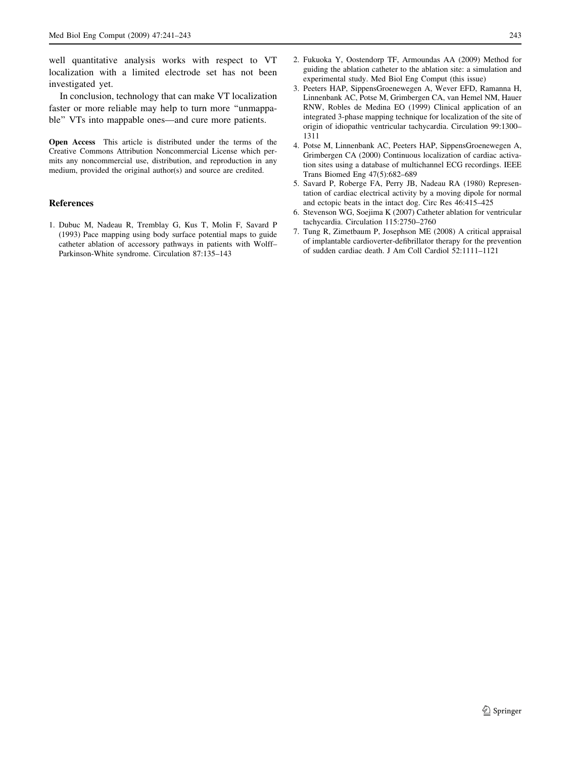well quantitative analysis works with respect to VT localization with a limited electrode set has not been investigated yet.

In conclusion, technology that can make VT localization faster or more reliable may help to turn more “unmappable” VTs into mappable ones—and cure more patients.

**Open Access** This article is distributed under the terms of the Creative Commons Attribution Noncommercial License which permits any noncommercial use, distribution, and reproduction in any medium, provided the original author(s) and source are credited.

## References

1. Dubuc M, Nadeau R, Tremblay G, Kus T, Molin F, Savard P (1993) Pace mapping using body surface potential maps to guide catheter ablation of accessory pathways in patients with Wolff–Parkinson-White syndrome. Circulation 87:135–143
2. Fukuoka Y, Oostendorp TF, Armoundas AA (2009) Method for guiding the ablation catheter to the ablation site: a simulation and experimental study. Med Biol Eng Comput (this issue)
3. Peeters HAP, SippensGroenewegen A, Wever EFD, Ramanna H, Linnenbank AC, Potse M, Grimbergen CA, van Hemel NM, Hauer RNW, Robles de Medina EO (1999) Clinical application of an integrated 3-phase mapping technique for localization of the site of origin of idiopathic ventricular tachycardia. Circulation 99:1300–1311
4. Potse M, Linnenbank AC, Peeters HAP, SippensGroenewegen A, Grimbergen CA (2000) Continuous localization of cardiac activation sites using a database of multichannel ECG recordings. IEEE Trans Biomed Eng 47(5):682–689
5. Savard P, Roberge FA, Perry JB, Nadeau RA (1980) Representation of cardiac electrical activity by a moving dipole for normal and ectopic beats in the intact dog. Circ Res 46:415–425
6. Stevenson WG, Soejima K (2007) Catheter ablation for ventricular tachycardia. Circulation 115:2750–2760
7. Tung R, Zimetbaum P, Josephson ME (2008) A critical appraisal of implantable cardioverter-defibrillator therapy for the prevention of sudden cardiac death. J Am Coll Cardiol 52:1111–1121